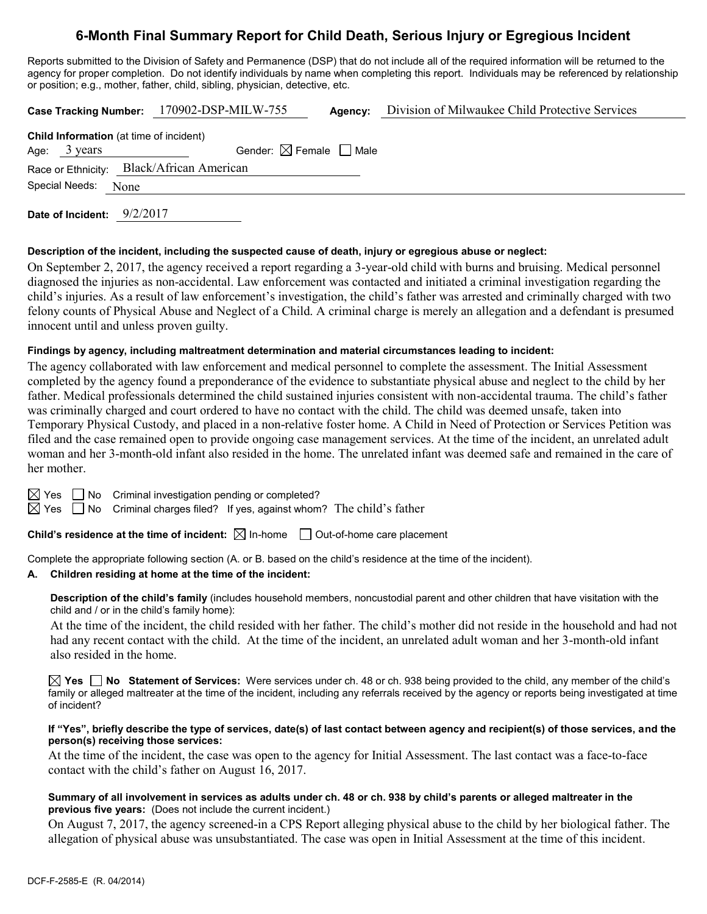# 6-Month Final Summary Report for Child Death, Serious Injury or Egregious Incident

Reports submitted to the Division of Safety and Permanence (DSP) that do not include all of the required information will be returned to the agency for proper completion. Do not identify individuals by name when completing this report. Individuals may be referenced by relationship or position; e.g., mother, father, child, sibling, physician, detective, etc.

**Case Tracking Number:** 170902-DSP-MILW-755 **Agency:** Division of Milwaukee Child Protective Services

**Child Information** (at time of incident)

Age: 3 years Gender: ☒ Female ☐ Male

Race or Ethnicity: Black/African American

Special Needs: None

**Date of Incident:** 9/2/2017

**Description of the incident, including the suspected cause of death, injury or egregious abuse or neglect:**

On September 2, 2017, the agency received a report regarding a 3-year-old child with burns and bruising. Medical personnel diagnosed the injuries as non-accidental. Law enforcement was contacted and initiated a criminal investigation regarding the child's injuries. As a result of law enforcement's investigation, the child's father was arrested and criminally charged with two felony counts of Physical Abuse and Neglect of a Child. A criminal charge is merely an allegation and a defendant is presumed innocent until and unless proven guilty.

**Findings by agency, including maltreatment determination and material circumstances leading to incident:**

The agency collaborated with law enforcement and medical personnel to complete the assessment. The Initial Assessment completed by the agency found a preponderance of the evidence to substantiate physical abuse and neglect to the child by her father. Medical professionals determined the child sustained injuries consistent with non-accidental trauma. The child's father was criminally charged and court ordered to have no contact with the child. The child was deemed unsafe, taken into Temporary Physical Custody, and placed in a non-relative foster home. A Child in Need of Protection or Services Petition was filed and the case remained open to provide ongoing case management services. At the time of the incident, an unrelated adult woman and her 3-month-old infant also resided in the home. The unrelated infant was deemed safe and remained in the care of her mother.

☒ Yes ☐ No Criminal investigation pending or completed?

☒ Yes ☐ No Criminal charges filed? If yes, against whom? The child's father

**Child's residence at the time of incident:** ☒ In-home ☐ Out-of-home care placement

Complete the appropriate following section (A. or B. based on the child's residence at the time of the incident).

**A. Children residing at home at the time of the incident:**

**Description of the child's family** (includes household members, noncustodial parent and other children that have visitation with the child and / or in the child's family home):

At the time of the incident, the child resided with her father. The child's mother did not reside in the household and had not had any recent contact with the child. At the time of the incident, an unrelated adult woman and her 3-month-old infant also resided in the home.

☒ **Yes** ☐ **No Statement of Services:** Were services under ch. 48 or ch. 938 being provided to the child, any member of the child's family or alleged maltreater at the time of the incident, including any referrals received by the agency or reports being investigated at time of incident?

**If "Yes", briefly describe the type of services, date(s) of last contact between agency and recipient(s) of those services, and the person(s) receiving those services:**

At the time of the incident, the case was open to the agency for Initial Assessment. The last contact was a face-to-face contact with the child's father on August 16, 2017.

**Summary of all involvement in services as adults under ch. 48 or ch. 938 by child's parents or alleged maltreater in the previous five years:** (Does not include the current incident.)

On August 7, 2017, the agency screened-in a CPS Report alleging physical abuse to the child by her biological father. The allegation of physical abuse was unsubstantiated. The case was open in Initial Assessment at the time of this incident.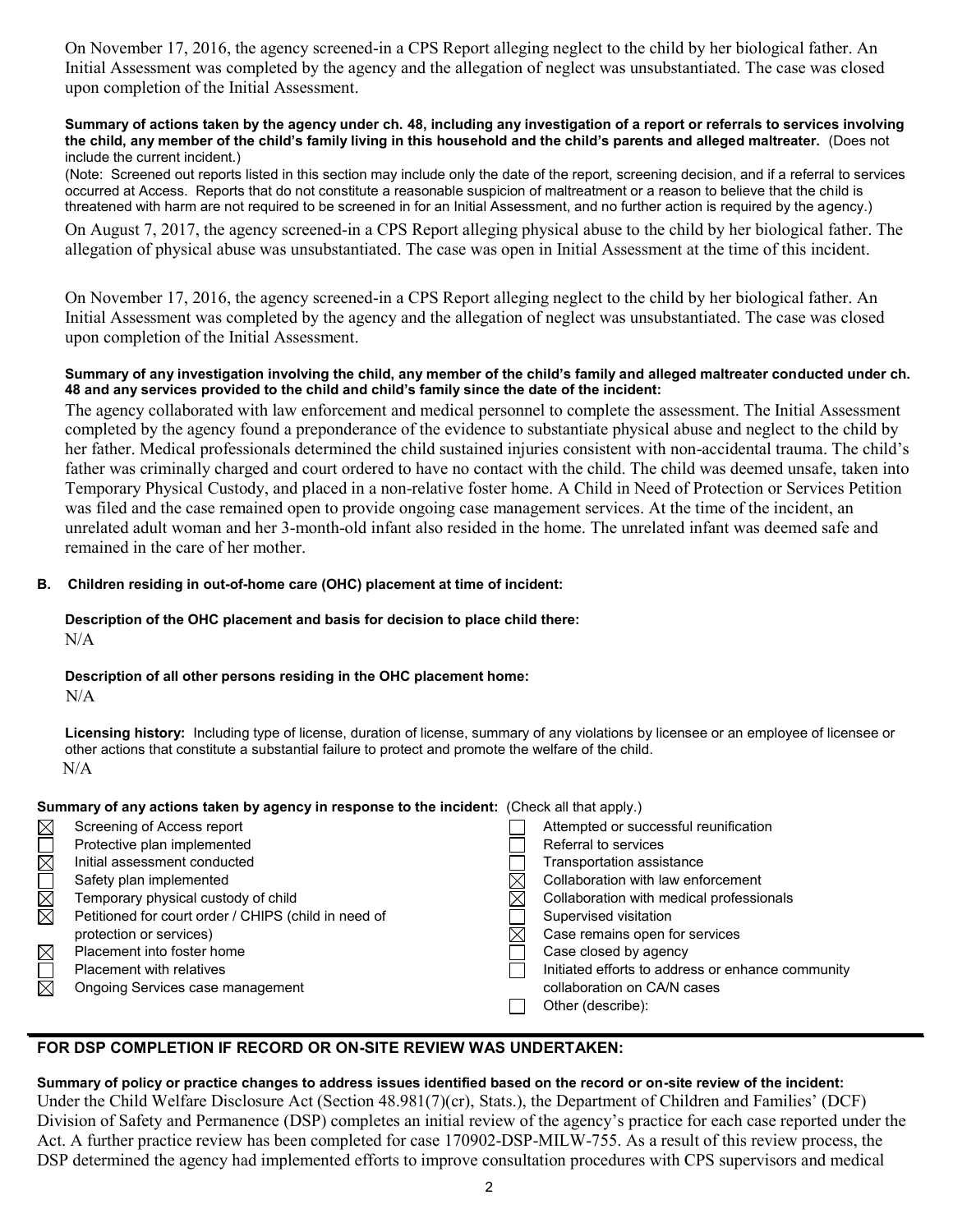On November 17, 2016, the agency screened-in a CPS Report alleging neglect to the child by her biological father. An Initial Assessment was completed by the agency and the allegation of neglect was unsubstantiated. The case was closed upon completion of the Initial Assessment.

**Summary of actions taken by the agency under ch. 48, including any investigation of a report or referrals to services involving the child, any member of the child's family living in this household and the child's parents and alleged maltreater.** (Does not include the current incident.)

(Note: Screened out reports listed in this section may include only the date of the report, screening decision, and if a referral to services occurred at Access. Reports that do not constitute a reasonable suspicion of maltreatment or a reason to believe that the child is threatened with harm are not required to be screened in for an Initial Assessment, and no further action is required by the agency.)

On August 7, 2017, the agency screened-in a CPS Report alleging physical abuse to the child by her biological father. The allegation of physical abuse was unsubstantiated. The case was open in Initial Assessment at the time of this incident.

On November 17, 2016, the agency screened-in a CPS Report alleging neglect to the child by her biological father. An Initial Assessment was completed by the agency and the allegation of neglect was unsubstantiated. The case was closed upon completion of the Initial Assessment.

**Summary of any investigation involving the child, any member of the child's family and alleged maltreater conducted under ch. 48 and any services provided to the child and child's family since the date of the incident:**

The agency collaborated with law enforcement and medical personnel to complete the assessment. The Initial Assessment completed by the agency found a preponderance of the evidence to substantiate physical abuse and neglect to the child by her father. Medical professionals determined the child sustained injuries consistent with non-accidental trauma. The child's father was criminally charged and court ordered to have no contact with the child. The child was deemed unsafe, taken into Temporary Physical Custody, and placed in a non-relative foster home. A Child in Need of Protection or Services Petition was filed and the case remained open to provide ongoing case management services. At the time of the incident, an unrelated adult woman and her 3-month-old infant also resided in the home. The unrelated infant was deemed safe and remained in the care of her mother.

**B. Children residing in out-of-home care (OHC) placement at time of incident:**

**Description of the OHC placement and basis for decision to place child there:**
N/A

**Description of all other persons residing in the OHC placement home:**
N/A

**Licensing history:** Including type of license, duration of license, summary of any violations by licensee or an employee of licensee or other actions that constitute a substantial failure to protect and promote the welfare of the child.
N/A

**Summary of any actions taken by agency in response to the incident:** (Check all that apply.)

- [x] Screening of Access report
- [ ] Protective plan implemented
- [x] Initial assessment conducted
- [ ] Safety plan implemented
- [x] Temporary physical custody of child
- [x] Petitioned for court order / CHIPS (child in need of protection or services)
- [x] Placement into foster home
- [ ] Placement with relatives
- [x] Ongoing Services case management
- [ ] Attempted or successful reunification
- [ ] Referral to services
- [ ] Transportation assistance
- [x] Collaboration with law enforcement
- [x] Collaboration with medical professionals
- [ ] Supervised visitation
- [x] Case remains open for services
- [ ] Case closed by agency
- [ ] Initiated efforts to address or enhance community collaboration on CA/N cases
- [ ] Other (describe):

## FOR DSP COMPLETION IF RECORD OR ON-SITE REVIEW WAS UNDERTAKEN:

**Summary of policy or practice changes to address issues identified based on the record or on-site review of the incident:**

Under the Child Welfare Disclosure Act (Section 48.981(7)(cr), Stats.), the Department of Children and Families' (DCF) Division of Safety and Permanence (DSP) completes an initial review of the agency's practice for each case reported under the Act. A further practice review has been completed for case 170902-DSP-MILW-755. As a result of this review process, the DSP determined the agency had implemented efforts to improve consultation procedures with CPS supervisors and medical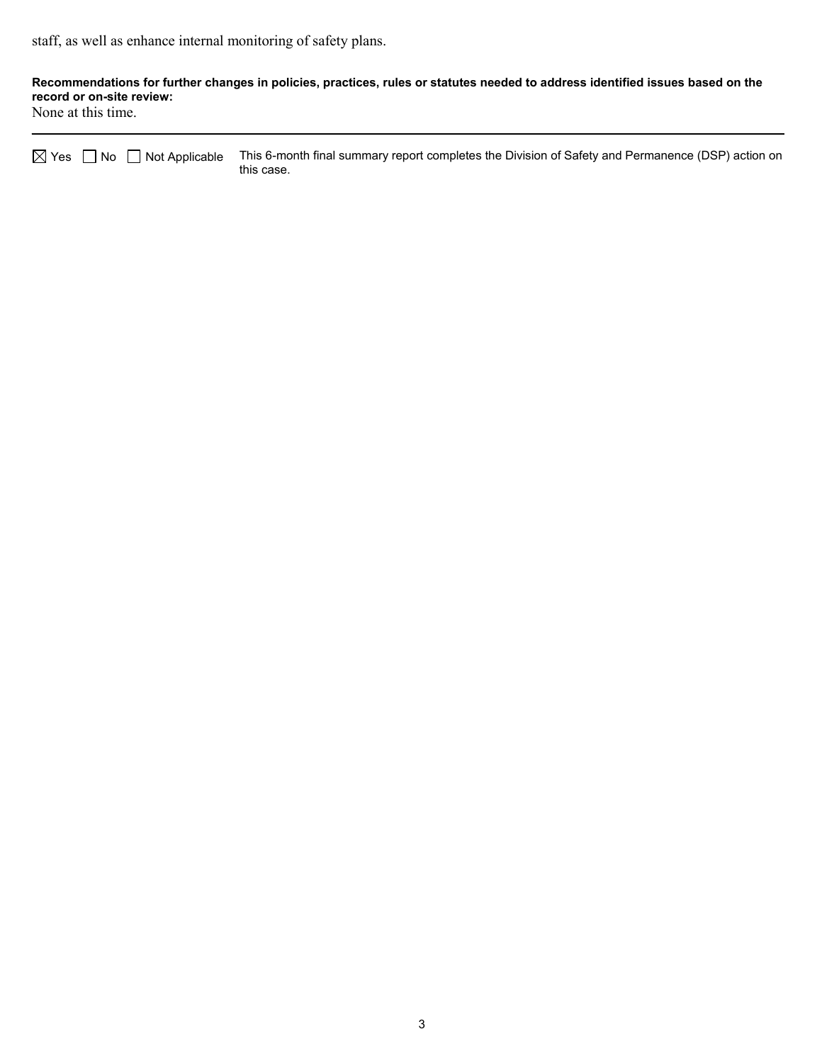staff, as well as enhance internal monitoring of safety plans.

**Recommendations for further changes in policies, practices, rules or statutes needed to address identified issues based on the record or on-site review:**

None at this time.

---

☒ Yes ☐ No ☐ Not Applicable This 6-month final summary report completes the Division of Safety and Permanence (DSP) action on this case.